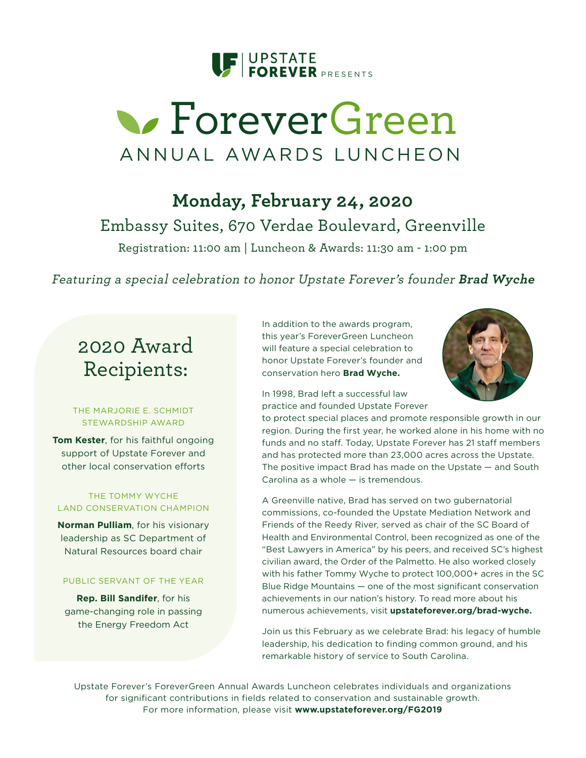UPSTATE FOREVER PRESENTS

# ForeverGreen

## ANNUAL AWARDS LUNCHEON

**Monday, February 24, 2020**

Embassy Suites, 670 Verdae Boulevard, Greenville

Registration: 11:00 am | Luncheon & Awards: 11:30 am - 1:00 pm

*Featuring a special celebration to honor Upstate Forever's founder* ***Brad Wyche***

## 2020 Award Recipients:

THE MARJORIE E. SCHMIDT STEWARDSHIP AWARD

**Tom Kester**, for his faithful ongoing support of Upstate Forever and other local conservation efforts

THE TOMMY WYCHE LAND CONSERVATION CHAMPION

**Norman Pulliam**, for his visionary leadership as SC Department of Natural Resources board chair

PUBLIC SERVANT OF THE YEAR

**Rep. Bill Sandifer**, for his game-changing role in passing the Energy Freedom Act

In addition to the awards program, this year's ForeverGreen Luncheon will feature a special celebration to honor Upstate Forever's founder and conservation hero **Brad Wyche.**

In 1998, Brad left a successful law practice and founded Upstate Forever to protect special places and promote responsible growth in our region. During the first year, he worked alone in his home with no funds and no staff. Today, Upstate Forever has 21 staff members and has protected more than 23,000 acres across the Upstate. The positive impact Brad has made on the Upstate — and South Carolina as a whole — is tremendous.

A Greenville native, Brad has served on two gubernatorial commissions, co-founded the Upstate Mediation Network and Friends of the Reedy River, served as chair of the SC Board of Health and Environmental Control, been recognized as one of the "Best Lawyers in America" by his peers, and received SC's highest civilian award, the Order of the Palmetto. He also worked closely with his father Tommy Wyche to protect 100,000+ acres in the SC Blue Ridge Mountains — one of the most significant conservation achievements in our nation's history. To read more about his numerous achievements, visit **upstateforever.org/brad-wyche.**

Join us this February as we celebrate Brad: his legacy of humble leadership, his dedication to finding common ground, and his remarkable history of service to South Carolina.

Upstate Forever's ForeverGreen Annual Awards Luncheon celebrates individuals and organizations for significant contributions in fields related to conservation and sustainable growth. For more information, please visit **www.upstateforever.org/FG2019**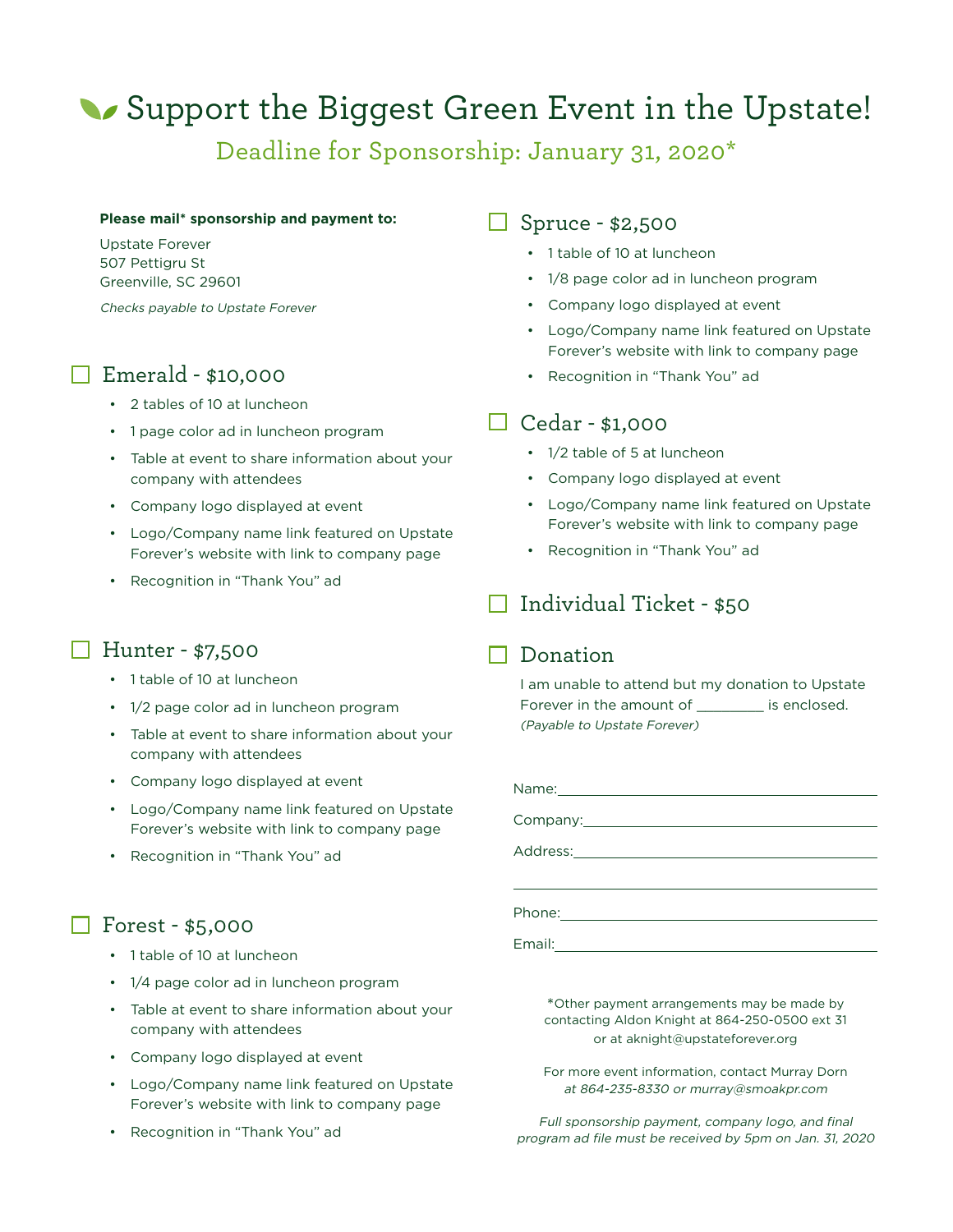# Support the Biggest Green Event in the Upstate!

## Deadline for Sponsorship: January 31, 2020*

**Please mail* sponsorship and payment to:**

Upstate Forever
507 Pettigru St
Greenville, SC 29601

*Checks payable to Upstate Forever*

### ☐ Emerald - $10,000

- 2 tables of 10 at luncheon
- 1 page color ad in luncheon program
- Table at event to share information about your company with attendees
- Company logo displayed at event
- Logo/Company name link featured on Upstate Forever's website with link to company page
- Recognition in "Thank You" ad

### ☐ Hunter - $7,500

- 1 table of 10 at luncheon
- 1/2 page color ad in luncheon program
- Table at event to share information about your company with attendees
- Company logo displayed at event
- Logo/Company name link featured on Upstate Forever's website with link to company page
- Recognition in "Thank You" ad

### ☐ Forest - $5,000

- 1 table of 10 at luncheon
- 1/4 page color ad in luncheon program
- Table at event to share information about your company with attendees
- Company logo displayed at event
- Logo/Company name link featured on Upstate Forever's website with link to company page
- Recognition in "Thank You" ad

### ☐ Spruce - $2,500

- 1 table of 10 at luncheon
- 1/8 page color ad in luncheon program
- Company logo displayed at event
- Logo/Company name link featured on Upstate Forever's website with link to company page
- Recognition in "Thank You" ad

### ☐ Cedar - $1,000

- 1/2 table of 5 at luncheon
- Company logo displayed at event
- Logo/Company name link featured on Upstate Forever's website with link to company page
- Recognition in "Thank You" ad

### ☐ Individual Ticket - $50

### ☐ Donation

I am unable to attend but my donation to Upstate Forever in the amount of _________ is enclosed.
*(Payable to Upstate Forever)*

Name:________________________________________

Company:_____________________________________

Address:______________________________________

______________________________________________

Phone:________________________________________

Email:________________________________________

*Other payment arrangements may be made by contacting Aldon Knight at 864-250-0500 ext 31 or at aknight@upstateforever.org

For more event information, contact Murray Dorn *at 864-235-8330 or murray@smoakpr.com*

*Full sponsorship payment, company logo, and final program ad file must be received by 5pm on Jan. 31, 2020*